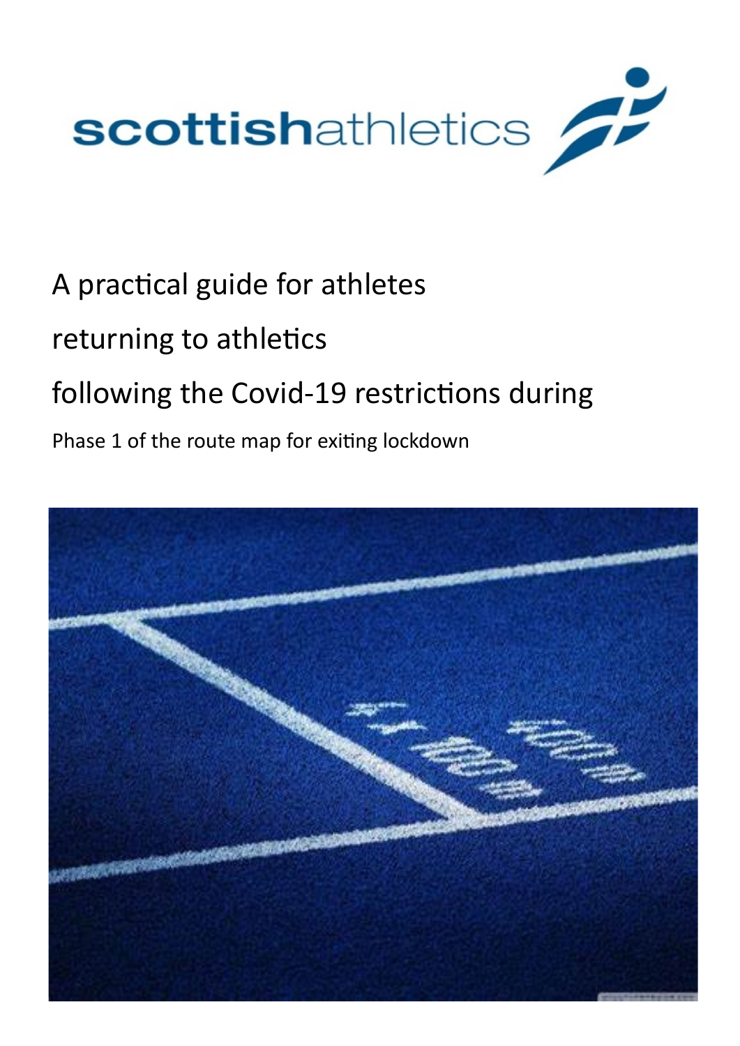scottishathletics

# A practical guide for athletes returning to athletics following the Covid-19 restrictions during

Phase 1 of the route map for exiting lockdown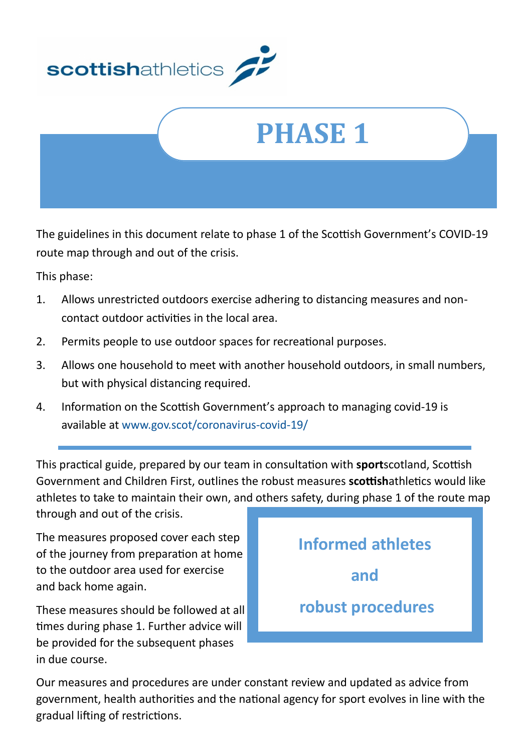**scottish**athletics

# PHASE 1

The guidelines in this document relate to phase 1 of the Scottish Government's COVID-19 route map through and out of the crisis.

This phase:

1. Allows unrestricted outdoors exercise adhering to distancing measures and non-contact outdoor activities in the local area.
2. Permits people to use outdoor spaces for recreational purposes.
3. Allows one household to meet with another household outdoors, in small numbers, but with physical distancing required.
4. Information on the Scottish Government's approach to managing covid-19 is available at www.gov.scot/coronavirus-covid-19/

---

This practical guide, prepared by our team in consultation with **sport**scotland, Scottish Government and Children First, outlines the robust measures **scottish**athletics would like athletes to take to maintain their own, and others safety, during phase 1 of the route map through and out of the crisis.

The measures proposed cover each step of the journey from preparation at home to the outdoor area used for exercise and back home again.

These measures should be followed at all times during phase 1. Further advice will be provided for the subsequent phases in due course.

**Informed athletes and robust procedures**

Our measures and procedures are under constant review and updated as advice from government, health authorities and the national agency for sport evolves in line with the gradual lifting of restrictions.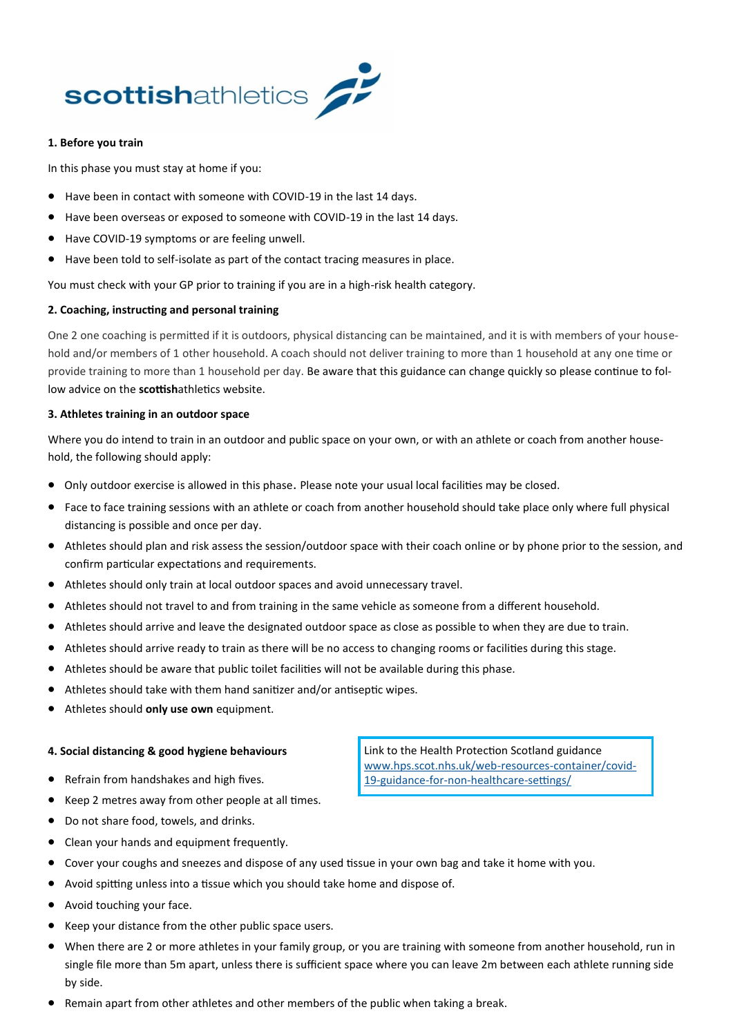**scottishathletics**

**1. Before you train**

In this phase you must stay at home if you:

- Have been in contact with someone with COVID-19 in the last 14 days.
- Have been overseas or exposed to someone with COVID-19 in the last 14 days.
- Have COVID-19 symptoms or are feeling unwell.
- Have been told to self-isolate as part of the contact tracing measures in place.

You must check with your GP prior to training if you are in a high-risk health category.

**2. Coaching, instructing and personal training**

One 2 one coaching is permitted if it is outdoors, physical distancing can be maintained, and it is with members of your household and/or members of 1 other household. A coach should not deliver training to more than 1 household at any one time or provide training to more than 1 household per day. Be aware that this guidance can change quickly so please continue to follow advice on the **scottish**athletics website.

**3. Athletes training in an outdoor space**

Where you do intend to train in an outdoor and public space on your own, or with an athlete or coach from another household, the following should apply:

- Only outdoor exercise is allowed in this phase. Please note your usual local facilities may be closed.
- Face to face training sessions with an athlete or coach from another household should take place only where full physical distancing is possible and once per day.
- Athletes should plan and risk assess the session/outdoor space with their coach online or by phone prior to the session, and confirm particular expectations and requirements.
- Athletes should only train at local outdoor spaces and avoid unnecessary travel.
- Athletes should not travel to and from training in the same vehicle as someone from a different household.
- Athletes should arrive and leave the designated outdoor space as close as possible to when they are due to train.
- Athletes should arrive ready to train as there will be no access to changing rooms or facilities during this stage.
- Athletes should be aware that public toilet facilities will not be available during this phase.
- Athletes should take with them hand sanitizer and/or antiseptic wipes.
- Athletes should **only use own** equipment.

**4. Social distancing & good hygiene behaviours**

> Link to the Health Protection Scotland guidance
> [www.hps.scot.nhs.uk/web-resources-container/covid-19-guidance-for-non-healthcare-settings/](www.hps.scot.nhs.uk/web-resources-container/covid-19-guidance-for-non-healthcare-settings/)

- Refrain from handshakes and high fives.
- Keep 2 metres away from other people at all times.
- Do not share food, towels, and drinks.
- Clean your hands and equipment frequently.
- Cover your coughs and sneezes and dispose of any used tissue in your own bag and take it home with you.
- Avoid spitting unless into a tissue which you should take home and dispose of.
- Avoid touching your face.
- Keep your distance from the other public space users.
- When there are 2 or more athletes in your family group, or you are training with someone from another household, run in single file more than 5m apart, unless there is sufficient space where you can leave 2m between each athlete running side by side.
- Remain apart from other athletes and other members of the public when taking a break.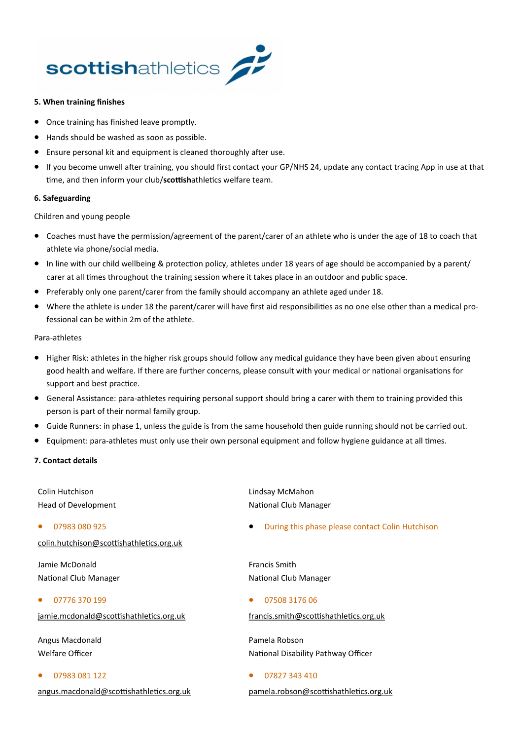**5. When training finishes**

- Once training has finished leave promptly.
- Hands should be washed as soon as possible.
- Ensure personal kit and equipment is cleaned thoroughly after use.
- If you become unwell after training, you should first contact your GP/NHS 24, update any contact tracing App in use at that time, and then inform your club/**scottish**athletics welfare team.

**6. Safeguarding**

Children and young people

- Coaches must have the permission/agreement of the parent/carer of an athlete who is under the age of 18 to coach that athlete via phone/social media.
- In line with our child wellbeing & protection policy, athletes under 18 years of age should be accompanied by a parent/carer at all times throughout the training session where it takes place in an outdoor and public space.
- Preferably only one parent/carer from the family should accompany an athlete aged under 18.
- Where the athlete is under 18 the parent/carer will have first aid responsibilities as no one else other than a medical professional can be within 2m of the athlete.

Para-athletes

- Higher Risk: athletes in the higher risk groups should follow any medical guidance they have been given about ensuring good health and welfare. If there are further concerns, please consult with your medical or national organisations for support and best practice.
- General Assistance: para-athletes requiring personal support should bring a carer with them to training provided this person is part of their normal family group.
- Guide Runners: in phase 1, unless the guide is from the same household then guide running should not be carried out.
- Equipment: para-athletes must only use their own personal equipment and follow hygiene guidance at all times.

**7. Contact details**

Colin Hutchison
Head of Development

- 07983 080 925

colin.hutchison@scottishathletics.org.uk

Lindsay McMahon
National Club Manager

- During this phase please contact Colin Hutchison

Jamie McDonald
National Club Manager

- 07776 370 199

jamie.mcdonald@scottishathletics.org.uk

Francis Smith
National Club Manager

- 07508 3176 06

francis.smith@scottishathletics.org.uk

Angus Macdonald
Welfare Officer

- 07983 081 122

angus.macdonald@scottishathletics.org.uk

Pamela Robson
National Disability Pathway Officer

- 07827 343 410

pamela.robson@scottishathletics.org.uk